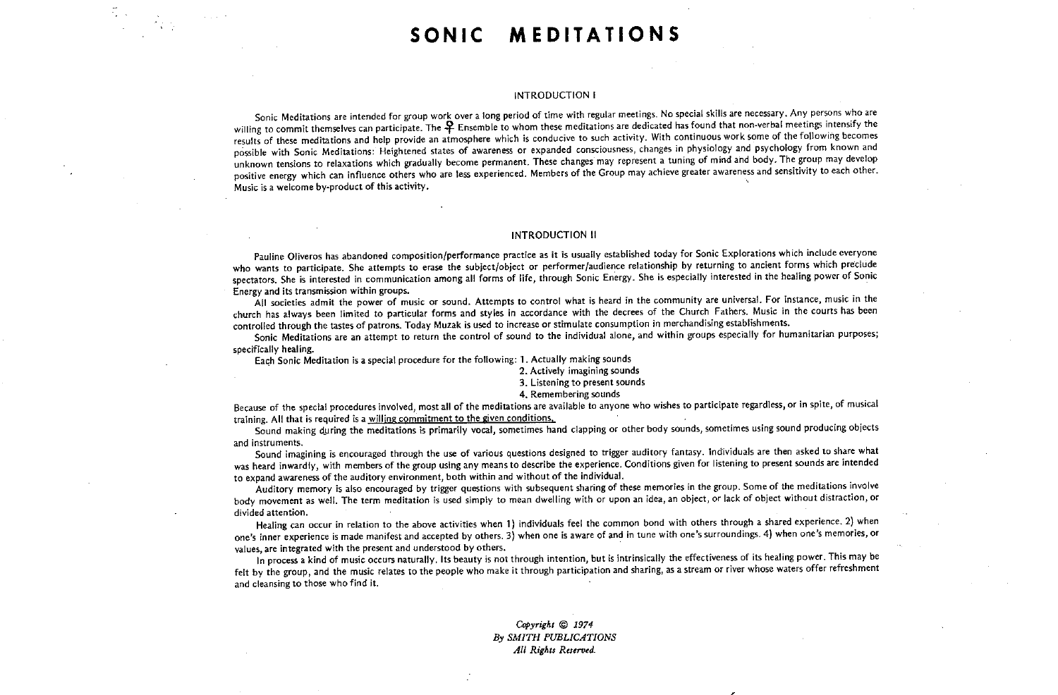# SONIC MEDITATIONS

## INTRODUCTION I

Sonic Meditations are intended for group work over a long period of time with regular meetings. No special skills are necessary. Any persons who are willing to commit themselves can participate. The ♀ Ensemble to whom these meditations are dedicated has found that non-verbal meetings intensify the results of these meditations and help provide an atmosphere which is conducive to such activity. With continuous work some of the following becomes possible with Sonic Meditations: Heightened states of awareness or expanded consciousness, changes in physiology and psychology from known and unknown tensions to relaxations which gradually become permanent. These changes may represent a tuning of mind and body. The group may develop positive energy which can influence others who are less experienced. Members of the Group may achieve greater awareness and sensitivity to each other. Music is a welcome by-product of this activity.

## INTRODUCTION II

Pauline Oliveros has abandoned composition/performance practice as it is usually established today for Sonic Explorations which include everyone who wants to participate. She attempts to erase the subject/object or performer/audience relationship by returning to ancient forms which preclude spectators. She is interested in communication among all forms of life, through Sonic Energy. She is especially interested in the healing power of Sonic Energy and its transmission within groups.

All societies admit the power of music or sound. Attempts to control what is heard in the community are universal. For instance, music in the church has always been limited to particular forms and styles in accordance with the decrees of the Church Fathers. Music in the courts has been controlled through the tastes of patrons. Today Muzak is used to increase or stimulate consumption in merchandising establishments.

Sonic Meditations are an attempt to return the control of sound to the individual alone, and within groups especially for humanitarian purposes; specifically healing.

Each Sonic Meditation is a special procedure for the following:

1. Actually making sounds
2. Actively imagining sounds
3. Listening to present sounds
4. Remembering sounds

Because of the special procedures involved, most all of the meditations are available to anyone who wishes to participate regardless, or in spite, of musical training. All that is required is a willing commitment to the given conditions.

Sound making during the meditations is primarily vocal, sometimes hand clapping or other body sounds, sometimes using sound producing objects and instruments.

Sound imagining is encouraged through the use of various questions designed to trigger auditory fantasy. Individuals are then asked to share what was heard inwardly, with members of the group using any means to describe the experience. Conditions given for listening to present sounds are intended to expand awareness of the auditory environment, both within and without of the individual.

Auditory memory is also encouraged by trigger questions with subsequent sharing of these memories in the group. Some of the meditations involve body movement as well. The term meditation is used simply to mean dwelling with or upon an idea, an object, or lack of object without distraction, or divided attention.

Healing can occur in relation to the above activities when 1) individuals feel the common bond with others through a shared experience. 2) when one's inner experience is made manifest and accepted by others. 3) when one is aware of and in tune with one's surroundings. 4) when one's memories, or values, are integrated with the present and understood by others.

In process a kind of music occurs naturally. Its beauty is not through intention, but is intrinsically the effectiveness of its healing power. This may be felt by the group, and the music relates to the people who make it through participation and sharing, as a stream or river whose waters offer refreshment and cleansing to those who find it.

*Copyright © 1974*
*By SMITH PUBLICATIONS*
*All Rights Reserved.*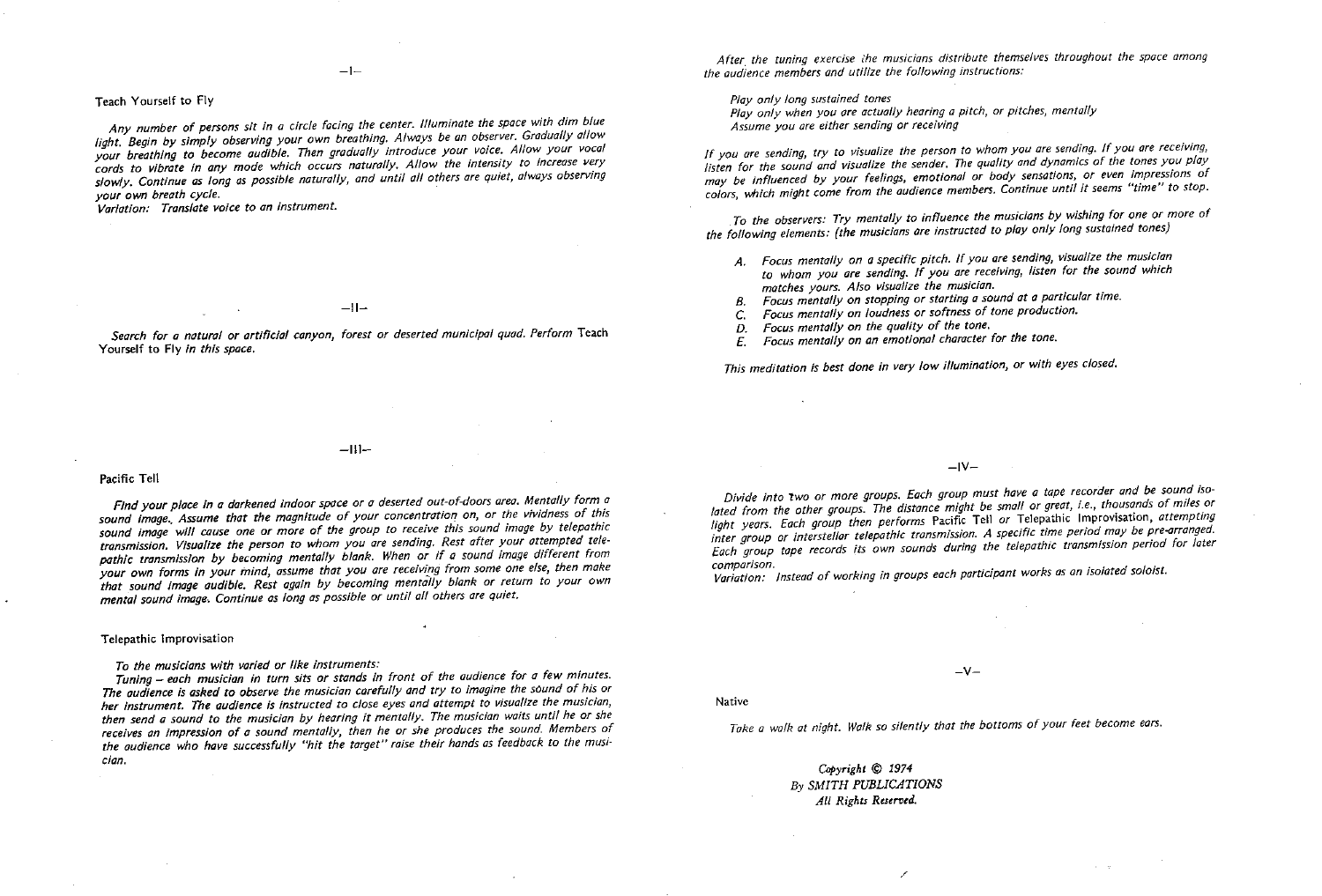—I—

## Teach Yourself to Fly

*Any number of persons sit in a circle facing the center. Illuminate the space with dim blue light. Begin by simply observing your own breathing. Always be an observer. Gradually allow your breathing to become audible. Then gradually introduce your voice. Allow your vocal cords to vibrate in any mode which occurs naturally. Allow the intensity to increase very slowly. Continue as long as possible naturally, and until all others are quiet, always observing your own breath cycle.*

*Variation: Translate voice to an instrument.*

—II—

*Search for a natural or artificial canyon, forest or deserted municipal quad. Perform* Teach Yourself to Fly *in this space.*

—III—

## Pacific Tell

*Find your place in a darkened indoor space or a deserted out-of-doors area. Mentally form a sound image. Assume that the magnitude of your concentration on, or the vividness of this sound image will cause one or more of the group to receive this sound image by telepathic transmission. Visualize the person to whom you are sending. Rest after your attempted telepathic transmission by becoming mentally blank. When or if a sound image different from your own forms in your mind, assume that you are receiving from some one else, then make that sound image audible. Rest again by becoming mentally blank or return to your own mental sound image. Continue as long as possible or until all others are quiet.*

## Telepathic Improvisation

*To the musicians with varied or like instruments:*

*Tuning – each musician in turn sits or stands in front of the audience for a few minutes. The audience is asked to observe the musician carefully and try to imagine the sound of his or her instrument. The audience is instructed to close eyes and attempt to visualize the musician, then send a sound to the musician by hearing it mentally. The musician waits until he or she receives an impression of a sound mentally, then he or she produces the sound. Members of the audience who have successfully "hit the target" raise their hands as feedback to the musician.*

*After the tuning exercise the musicians distribute themselves throughout the space among the audience members and utilize the following instructions:*

*Play only long sustained tones*
*Play only when you are actually hearing a pitch, or pitches, mentally*
*Assume you are either sending or receiving*

*If you are sending, try to visualize the person to whom you are sending. If you are receiving, listen for the sound and visualize the sender. The quality and dynamics of the tones you play may be influenced by your feelings, emotional or body sensations, or even impressions of colors, which might come from the audience members. Continue until it seems "time" to stop.*

*To the observers: Try mentally to influence the musicians by wishing for one or more of the following elements: (the musicians are instructed to play only long sustained tones)*

A. *Focus mentally on a specific pitch. If you are sending, visualize the musician to whom you are sending. If you are receiving, listen for the sound which matches yours. Also visualize the musician.*
B. *Focus mentally on stopping or starting a sound at a particular time.*
C. *Focus mentally on loudness or softness of tone production.*
D. *Focus mentally on the quality of the tone.*
E. *Focus mentally on an emotional character for the tone.*

*This meditation is best done in very low illumination, or with eyes closed.*

—IV—

*Divide into two or more groups. Each group must have a tape recorder and be sound isolated from the other groups. The distance might be small or great, i.e., thousands of miles or light years. Each group then performs* Pacific Tell *or* Telepathic Improvisation, *attempting inter group or interstellar telepathic transmission. A specific time period may be pre-arranged. Each group tape records its own sounds during the telepathic transmission period for later comparison.*

*Variation: Instead of working in groups each participant works as an isolated soloist.*

—V—

## Native

*Take a walk at night. Walk so silently that the bottoms of your feet become ears.*

*Copyright © 1974*
*By SMITH PUBLICATIONS*
*All Rights Reserved.*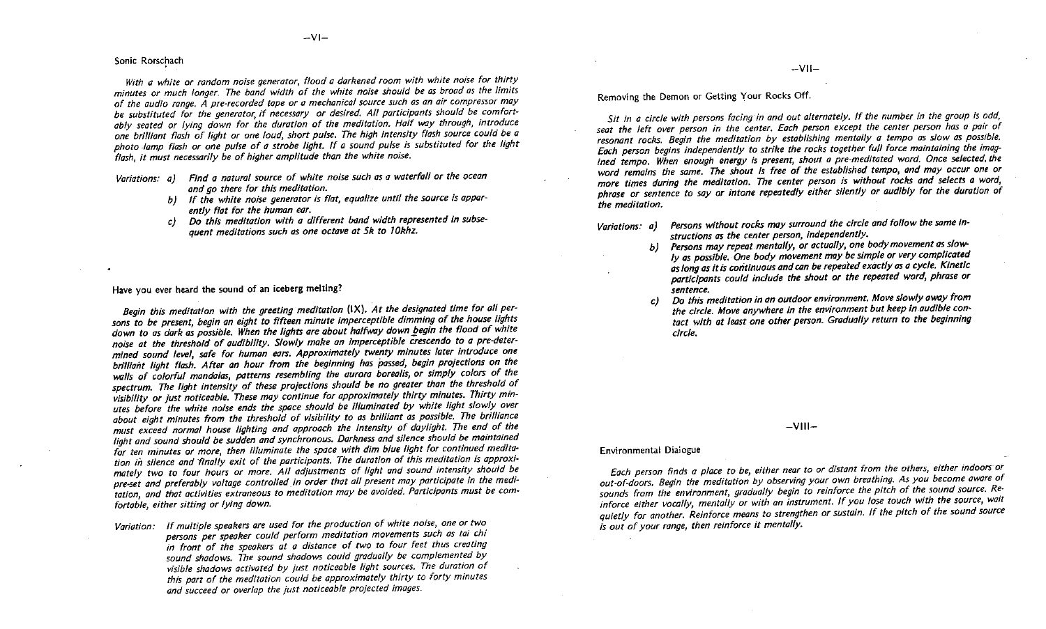## –VI–

### Sonic Rorschach

*With a white or random noise generator, flood a darkened room with white noise for thirty minutes or much longer. The band width of the white noise should be as broad as the limits of the audio range. A pre-recorded tape or a mechanical source such as an air compressor may be substituted for the generator, if necessary or desired. All participants should be comfortably seated or lying down for the duration of the meditation. Half way through, introduce one brilliant flash of light or one loud, short pulse. The high intensity flash source could be a photo lamp flash or one pulse of a strobe light. If a sound pulse is substituted for the light flash, it must necessarily be of higher amplitude than the white noise.*

*Variations:*
- *a) Find a natural source of white noise such as a waterfall or the ocean and go there for this meditation.*
- *b) If the white noise generator is flat, equalize until the source is apparently flat for the human ear.*
- *c) Do this meditation with a different band width represented in subsequent meditations such as one octave at 5k to 10khz.*

### Have you ever heard the sound of an iceberg melting?

*Begin this meditation with the greeting meditation (IX). At the designated time for all persons to be present, begin an eight to fifteen minute imperceptible dimming of the house lights down to as dark as possible. When the lights are about halfway down begin the flood of white noise at the threshold of audibility. Slowly make an imperceptible crescendo to a pre-determined sound level, safe for human ears. Approximately twenty minutes later introduce one brilliant light flash. After an hour from the beginning has passed, begin projections on the walls of colorful mandalas, patterns resembling the aurora borealis, or simply colors of the spectrum. The light intensity of these projections should be no greater than the threshold of visibility or just noticeable. These may continue for approximately thirty minutes. Thirty minutes before the white noise ends the space should be illuminated by white light slowly over about eight minutes from the threshold of visibility to as brilliant as possible. The brilliance must exceed normal house lighting and approach the intensity of daylight. The end of the light and sound should be sudden and synchronous. Darkness and silence should be maintained for ten minutes or more, then illuminate the space with dim blue light for continued meditation in silence and finally exit of the participants. The duration of this meditation is approximately two to four hours or more. All adjustments of light and sound intensity should be pre-set and preferably voltage controlled in order that all present may participate in the meditation, and that activities extraneous to meditation may be avoided. Participants must be comfortable, either sitting or lying down.*

*Variation: If multiple speakers are used for the production of white noise, one or two persons per speaker could perform meditation movements such as tai chi in front of the speakers at a distance of two to four feet thus creating sound shadows. The sound shadows could gradually be complemented by visible shadows activated by just noticeable light sources. The duration of this part of the meditation could be approximately thirty to forty minutes and succeed or overlap the just noticeable projected images.*

## –VII–

### Removing the Demon or Getting Your Rocks Off.

*Sit in a circle with persons facing in and out alternately. If the number in the group is odd, seat the left over person in the center. Each person except the center person has a pair of resonant rocks. Begin the meditation by establishing mentally a tempo as slow as possible. Each person begins independently to strike the rocks together full force maintaining the imagined tempo. When enough energy is present, shout a pre-meditated word. Once selected, the word remains the same. The shout is free of the established tempo, and may occur one or more times during the meditation. The center person is without rocks and selects a word, phrase or sentence to say or intone repeatedly either silently or audibly for the duration of the meditation.*

*Variations:*
- *a) Persons without rocks may surround the circle and follow the same instructions as the center person, independently.*
- *b) Persons may repeat mentally, or actually, one body movement as slowly as possible. One body movement may be simple or very complicated as long as it is continuous and can be repeated exactly as a cycle. Kinetic participants could include the shout or the repeated word, phrase or sentence.*
- *c) Do this meditation in an outdoor environment. Move slowly away from the circle. Move anywhere in the environment but keep in audible contact with at least one other person. Gradually return to the beginning circle.*

## –VIII–

### Environmental Dialogue

*Each person finds a place to be, either near to or distant from the others, either indoors or out-of-doors. Begin the meditation by observing your own breathing. As you become aware of sounds from the environment, gradually begin to reinforce the pitch of the sound source. Reinforce either vocally, mentally or with an instrument. If you lose touch with the source, wait quietly for another. Reinforce means to strengthen or sustain. If the pitch of the sound source is out of your range, then reinforce it mentally.*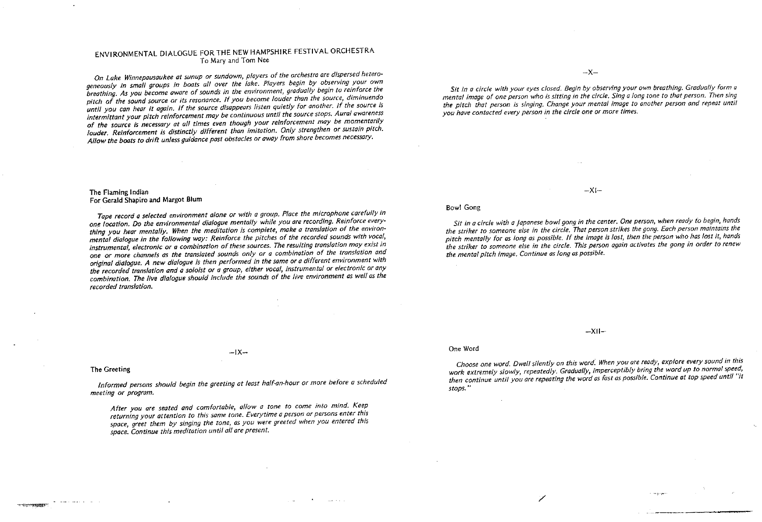## ENVIRONMENTAL DIALOGUE FOR THE NEW HAMPSHIRE FESTIVAL ORCHESTRA

To Mary and Tom Nee

*On Lake Winnepausaukee at sunup or sundown, players of the orchestra are dispersed heterogeneously in small groups in boats all over the lake. Players begin by observing your own breathing. As you become aware of sounds in the environment, gradually begin to reinforce the pitch of the sound source or its resonance. If you become louder than the source, diminuendo until you can hear it again. If the source disappears listen quietly for another. If the source is intermittant your pitch reinforcement may be continuous until the source stops. Aural awareness of the source is necessary at all times even though your reinforcement may be momentarily louder. Reinforcement is distinctly different than imitation. Only strengthen or sustain pitch. Allow the boats to drift unless guidance past obstacles or away from shore becomes necessary.*

## The Flaming Indian

For Gerald Shapiro and Margot Blum

*Tape record a selected environment alone or with a group. Place the microphone carefully in one location. Do the environmental dialogue mentally while you are recording. Reinforce everything you hear mentally. When the meditation is complete, make a translation of the environmental dialogue in the following way: Reinforce the pitches of the recorded sounds with vocal, instrumental, electronic or a combination of these sources. The resulting translation may exist in one or more channels as the translated sounds only or a combination of the translation and original dialogue. A new dialogue is then performed in the same or a different environment with the recorded translation and a soloist or a group, either vocal, instrumental or electronic or any combination. The live dialogue should include the sounds of the live environment as well as the recorded translation.*

## –IX–

### The Greeting

*Informed persons should begin the greeting at least half-an-hour or more before a scheduled meeting or program.*

> *After you are seated and comfortable, allow a tone to come into mind. Keep returning your attention to this same tone. Everytime a person or persons enter this space, greet them by singing the tone, as you were greeted when you entered this space. Continue this meditation until all are present.*

## –X–

*Sit in a circle with your eyes closed. Begin by observing your own breathing. Gradually form a mental image of one person who is sitting in the circle. Sing a long tone to that person. Then sing the pitch that person is singing. Change your mental image to another person and repeat until you have contacted every person in the circle one or more times.*

## –XI–

### Bowl Gong

*Sit in a circle with a Japanese bowl gong in the center. One person, when ready to begin, hands the striker to someone else in the circle. That person strikes the gong. Each person maintains the pitch mentally for as long as possible. If the image is lost, then the person who has lost it, hands the striker to someone else in the circle. This person again activates the gong in order to renew the mental pitch image. Continue as long as possible.*

## –XII–

### One Word

*Choose one word. Dwell silently on this word. When you are ready, explore every sound in this work extremely slowly, repeatedly. Gradually, imperceptibly bring the word up to normal speed, then continue until you are repeating the word as fast as possible. Continue at top speed until "it stops."*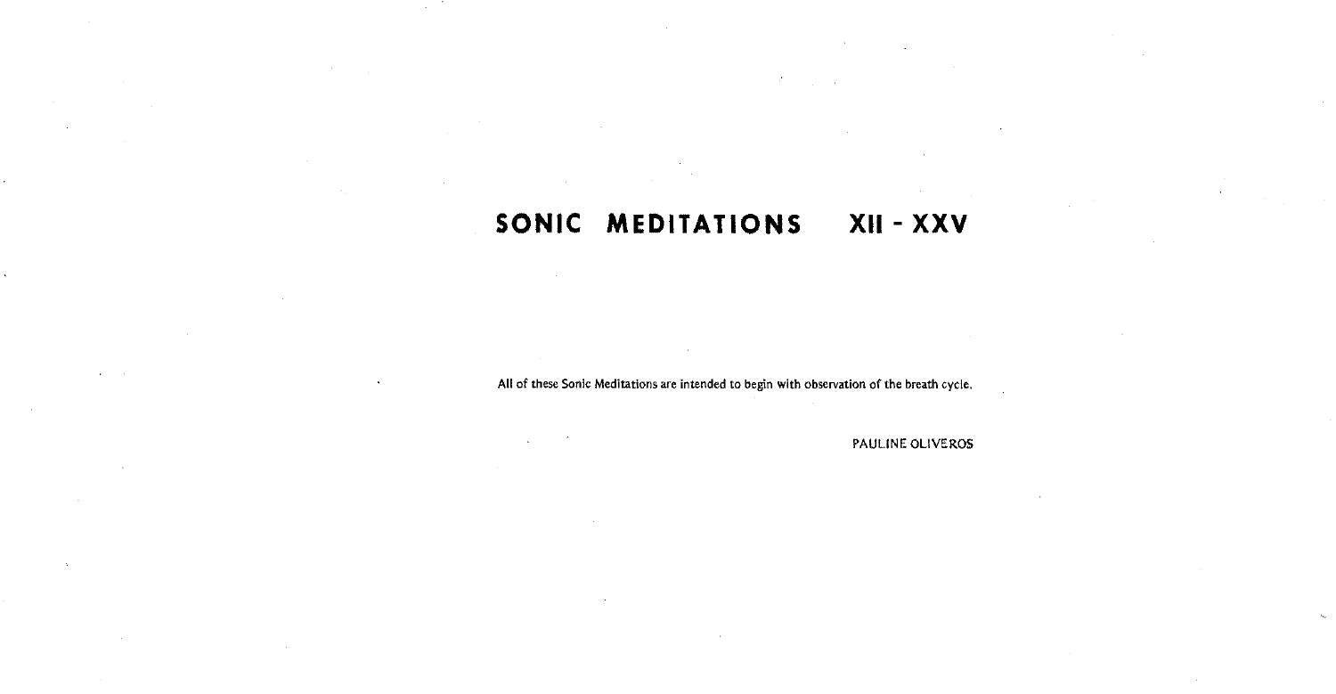# SONIC MEDITATIONS XII - XXV

All of these Sonic Meditations are intended to begin with observation of the breath cycle.

PAULINE OLIVEROS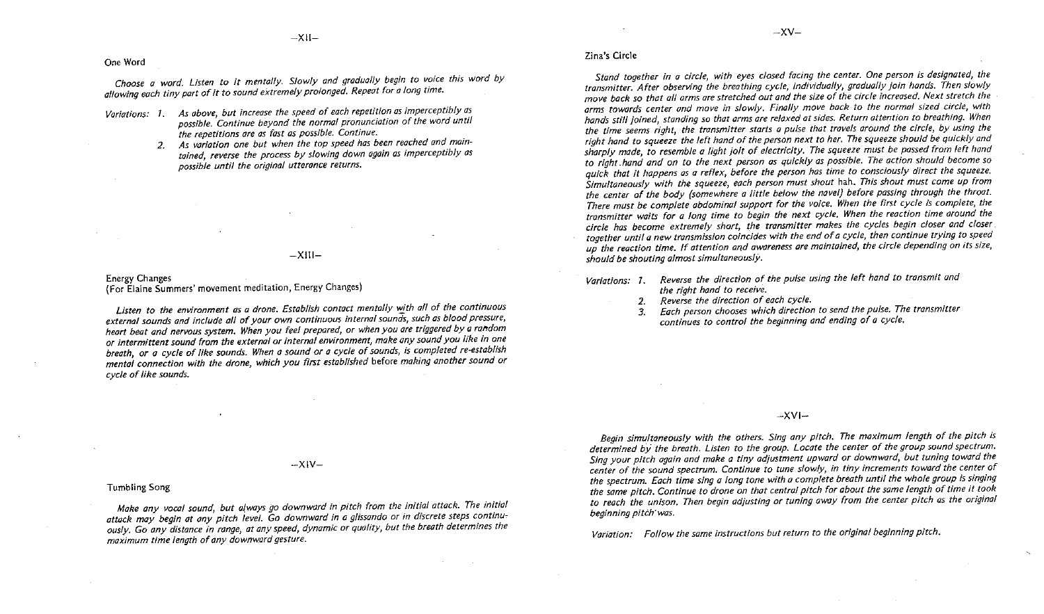## –XII–

### One Word

*Choose a word. Listen to it mentally. Slowly and gradually begin to voice this word by allowing each tiny part of it to sound extremely prolonged. Repeat for a long time.*

Variations:

1. *As above, but increase the speed of each repetition as imperceptibly as possible. Continue beyond the normal pronunciation of the word until the repetitions are as fast as possible. Continue.*
2. *As variation one but when the top speed has been reached and maintained, reverse the process by slowing down again as imperceptibly as possible until the original utterance returns.*

## –XIII–

### Energy Changes
(For Elaine Summers' movement meditation, Energy Changes)

*Listen to the environment as a drone. Establish contact mentally with all of the continuous external sounds and include all of your own continuous internal sounds, such as blood pressure, heart beat and nervous system. When you feel prepared, or when you are triggered by a random or intermittent sound from the external or internal environment, make any sound you like in one breath, or a cycle of like sounds. When a sound or a cycle of sounds, is completed re-establish mental connection with the drone, which you first established* before *making another sound or cycle of like sounds.*

## –XIV–

### Tumbling Song

*Make any vocal sound, but always go downward in pitch from the initial attack. The initial attack may begin at any pitch level. Go downward in a glissando or in discrete steps continuously. Go any distance in range, at any speed, dynamic or quality, but the breath determines the maximum time length of any downward gesture.*

## –XV–

### Zina's Circle

*Stand together in a circle, with eyes closed facing the center. One person is designated, the transmitter. After observing the breathing cycle, individually, gradually join hands. Then slowly move back so that all arms are stretched out and the size of the circle increased. Next stretch the arms towards center and move in slowly. Finally move back to the normal sized circle, with hands still joined, standing so that arms are relaxed at sides. Return attention to breathing. When the time seems right, the transmitter starts a pulse that travels around the circle, by using the right hand to squeeze the left hand of the person next to her. The squeeze should be quickly and sharply made, to resemble a light jolt of electricity. The squeeze must be passed from left hand to right hand and on to the next person as quickly as possible. The action should become so quick that it happens as a reflex, before the person has time to consciously direct the squeeze. Simultaneously with the squeeze, each person must shout* hah. *This shout must come up from the center of the body (somewhere a little below the navel) before passing through the throat. There must be complete abdominal support for the voice. When the first cycle is complete, the transmitter waits for a long time to begin the next cycle. When the reaction time around the circle has become extremely short, the transmitter makes the cycles begin closer and closer together until a new transmission coincides with the end of a cycle, then continue trying to speed up the reaction time. If attention and awareness are maintained, the circle depending on its size, should be shouting almost simultaneously.*

Variations:

1. *Reverse the direction of the pulse using the left hand to transmit and the right hand to receive.*
2. *Reverse the direction of each cycle.*
3. *Each person chooses which direction to send the pulse. The transmitter continues to control the beginning and ending of a cycle.*

## –XVI–

*Begin simultaneously with the others. Sing any pitch. The maximum length of the pitch is determined by the breath. Listen to the group. Locate the center of the group sound spectrum. Sing your pitch again and make a tiny adjustment upward or downward, but tuning toward the center of the sound spectrum. Continue to tune slowly, in tiny increments toward the center of the spectrum. Each time sing a long tone with a complete breath until the whole group is singing the same pitch. Continue to drone on that central pitch for about the same length of time it took to reach the unison. Then begin adjusting or tuning away from the center pitch as the original beginning pitch was.*

Variation: *Follow the same instructions but return to the original beginning pitch.*